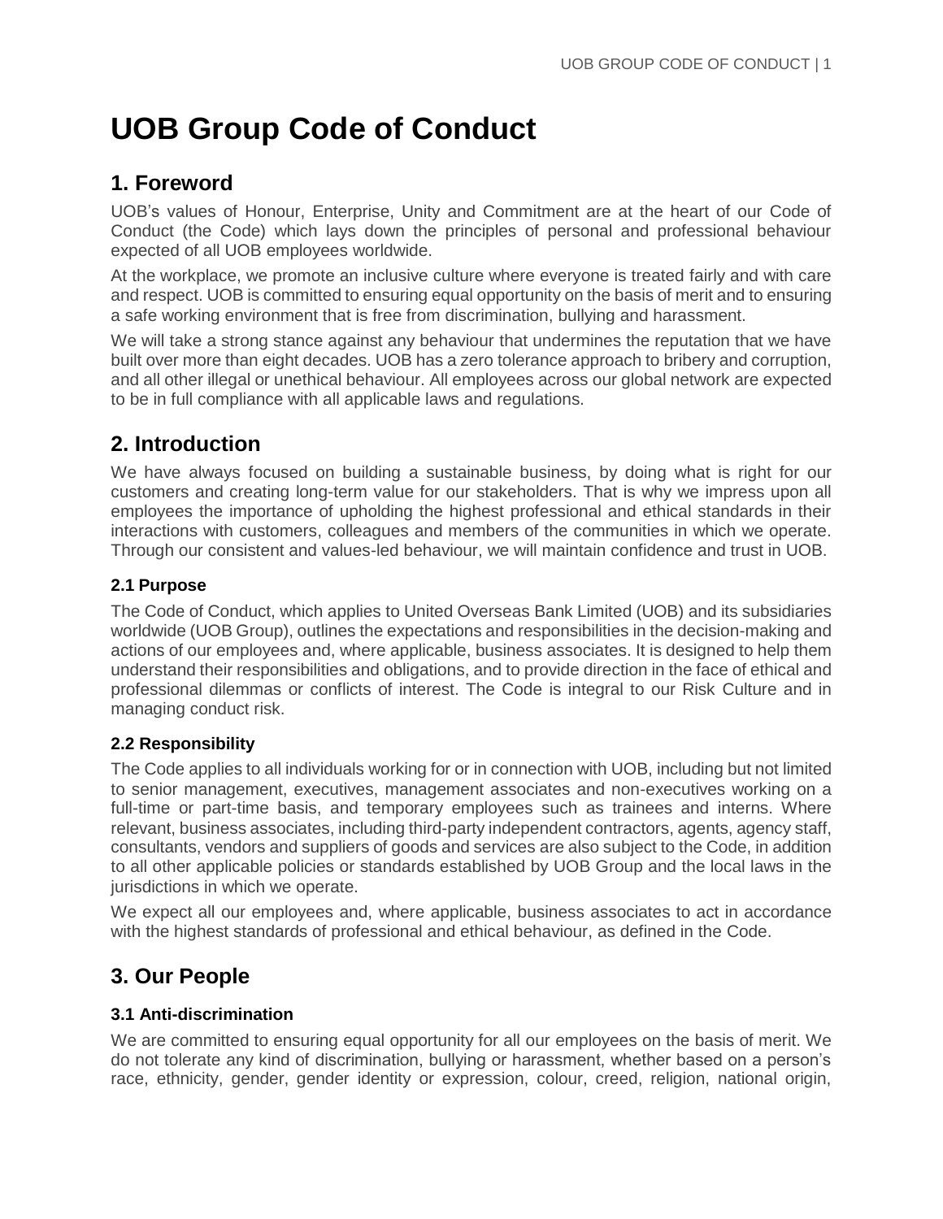# UOB Group Code of Conduct

## 1. Foreword

UOB's values of Honour, Enterprise, Unity and Commitment are at the heart of our Code of Conduct (the Code) which lays down the principles of personal and professional behaviour expected of all UOB employees worldwide.

At the workplace, we promote an inclusive culture where everyone is treated fairly and with care and respect. UOB is committed to ensuring equal opportunity on the basis of merit and to ensuring a safe working environment that is free from discrimination, bullying and harassment.

We will take a strong stance against any behaviour that undermines the reputation that we have built over more than eight decades. UOB has a zero tolerance approach to bribery and corruption, and all other illegal or unethical behaviour. All employees across our global network are expected to be in full compliance with all applicable laws and regulations.

## 2. Introduction

We have always focused on building a sustainable business, by doing what is right for our customers and creating long-term value for our stakeholders. That is why we impress upon all employees the importance of upholding the highest professional and ethical standards in their interactions with customers, colleagues and members of the communities in which we operate. Through our consistent and values-led behaviour, we will maintain confidence and trust in UOB.

### 2.1 Purpose

The Code of Conduct, which applies to United Overseas Bank Limited (UOB) and its subsidiaries worldwide (UOB Group), outlines the expectations and responsibilities in the decision-making and actions of our employees and, where applicable, business associates. It is designed to help them understand their responsibilities and obligations, and to provide direction in the face of ethical and professional dilemmas or conflicts of interest. The Code is integral to our Risk Culture and in managing conduct risk.

### 2.2 Responsibility

The Code applies to all individuals working for or in connection with UOB, including but not limited to senior management, executives, management associates and non-executives working on a full-time or part-time basis, and temporary employees such as trainees and interns. Where relevant, business associates, including third-party independent contractors, agents, agency staff, consultants, vendors and suppliers of goods and services are also subject to the Code, in addition to all other applicable policies or standards established by UOB Group and the local laws in the jurisdictions in which we operate.

We expect all our employees and, where applicable, business associates to act in accordance with the highest standards of professional and ethical behaviour, as defined in the Code.

## 3. Our People

### 3.1 Anti-discrimination

We are committed to ensuring equal opportunity for all our employees on the basis of merit. We do not tolerate any kind of discrimination, bullying or harassment, whether based on a person's race, ethnicity, gender, gender identity or expression, colour, creed, religion, national origin,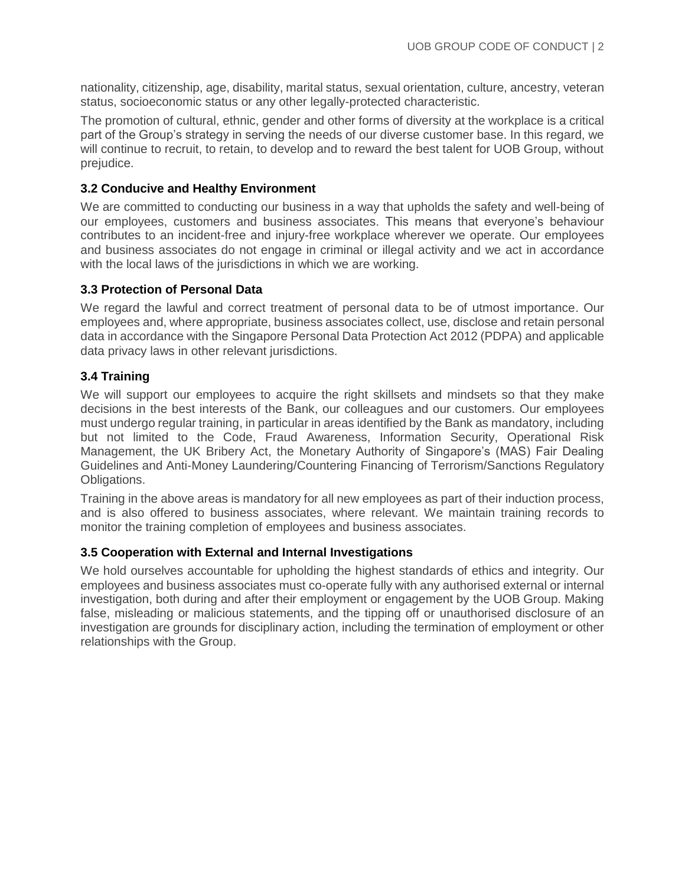nationality, citizenship, age, disability, marital status, sexual orientation, culture, ancestry, veteran status, socioeconomic status or any other legally-protected characteristic.

The promotion of cultural, ethnic, gender and other forms of diversity at the workplace is a critical part of the Group's strategy in serving the needs of our diverse customer base. In this regard, we will continue to recruit, to retain, to develop and to reward the best talent for UOB Group, without prejudice.

### 3.2 Conducive and Healthy Environment

We are committed to conducting our business in a way that upholds the safety and well-being of our employees, customers and business associates. This means that everyone's behaviour contributes to an incident-free and injury-free workplace wherever we operate. Our employees and business associates do not engage in criminal or illegal activity and we act in accordance with the local laws of the jurisdictions in which we are working.

### 3.3 Protection of Personal Data

We regard the lawful and correct treatment of personal data to be of utmost importance. Our employees and, where appropriate, business associates collect, use, disclose and retain personal data in accordance with the Singapore Personal Data Protection Act 2012 (PDPA) and applicable data privacy laws in other relevant jurisdictions.

### 3.4 Training

We will support our employees to acquire the right skillsets and mindsets so that they make decisions in the best interests of the Bank, our colleagues and our customers. Our employees must undergo regular training, in particular in areas identified by the Bank as mandatory, including but not limited to the Code, Fraud Awareness, Information Security, Operational Risk Management, the UK Bribery Act, the Monetary Authority of Singapore's (MAS) Fair Dealing Guidelines and Anti-Money Laundering/Countering Financing of Terrorism/Sanctions Regulatory Obligations.

Training in the above areas is mandatory for all new employees as part of their induction process, and is also offered to business associates, where relevant. We maintain training records to monitor the training completion of employees and business associates.

### 3.5 Cooperation with External and Internal Investigations

We hold ourselves accountable for upholding the highest standards of ethics and integrity. Our employees and business associates must co-operate fully with any authorised external or internal investigation, both during and after their employment or engagement by the UOB Group. Making false, misleading or malicious statements, and the tipping off or unauthorised disclosure of an investigation are grounds for disciplinary action, including the termination of employment or other relationships with the Group.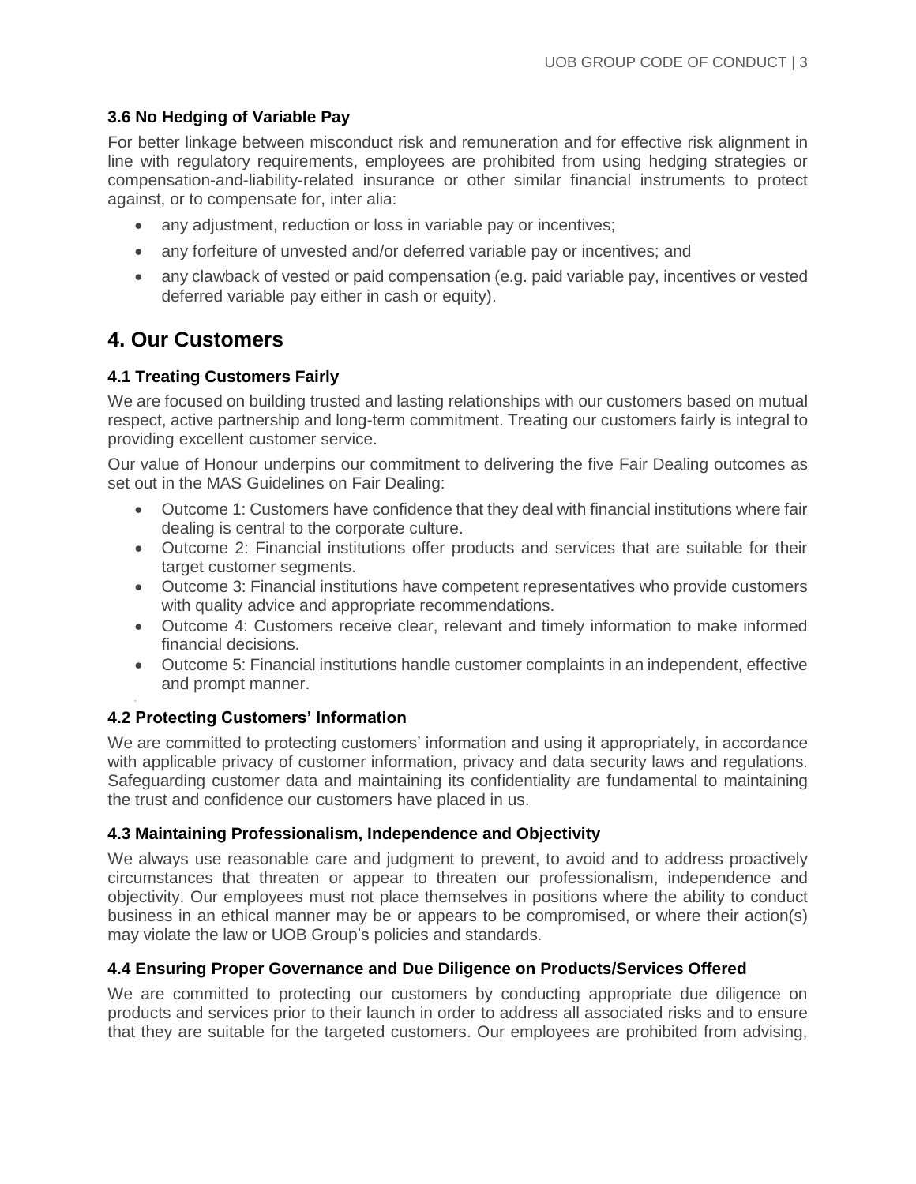### 3.6 No Hedging of Variable Pay

For better linkage between misconduct risk and remuneration and for effective risk alignment in line with regulatory requirements, employees are prohibited from using hedging strategies or compensation-and-liability-related insurance or other similar financial instruments to protect against, or to compensate for, inter alia:

- any adjustment, reduction or loss in variable pay or incentives;
- any forfeiture of unvested and/or deferred variable pay or incentives; and
- any clawback of vested or paid compensation (e.g. paid variable pay, incentives or vested deferred variable pay either in cash or equity).

## 4. Our Customers

### 4.1 Treating Customers Fairly

We are focused on building trusted and lasting relationships with our customers based on mutual respect, active partnership and long-term commitment. Treating our customers fairly is integral to providing excellent customer service.

Our value of Honour underpins our commitment to delivering the five Fair Dealing outcomes as set out in the MAS Guidelines on Fair Dealing:

- Outcome 1: Customers have confidence that they deal with financial institutions where fair dealing is central to the corporate culture.
- Outcome 2: Financial institutions offer products and services that are suitable for their target customer segments.
- Outcome 3: Financial institutions have competent representatives who provide customers with quality advice and appropriate recommendations.
- Outcome 4: Customers receive clear, relevant and timely information to make informed financial decisions.
- Outcome 5: Financial institutions handle customer complaints in an independent, effective and prompt manner.

### 4.2 Protecting Customers' Information

We are committed to protecting customers' information and using it appropriately, in accordance with applicable privacy of customer information, privacy and data security laws and regulations. Safeguarding customer data and maintaining its confidentiality are fundamental to maintaining the trust and confidence our customers have placed in us.

### 4.3 Maintaining Professionalism, Independence and Objectivity

We always use reasonable care and judgment to prevent, to avoid and to address proactively circumstances that threaten or appear to threaten our professionalism, independence and objectivity. Our employees must not place themselves in positions where the ability to conduct business in an ethical manner may be or appears to be compromised, or where their action(s) may violate the law or UOB Group's policies and standards.

### 4.4 Ensuring Proper Governance and Due Diligence on Products/Services Offered

We are committed to protecting our customers by conducting appropriate due diligence on products and services prior to their launch in order to address all associated risks and to ensure that they are suitable for the targeted customers. Our employees are prohibited from advising,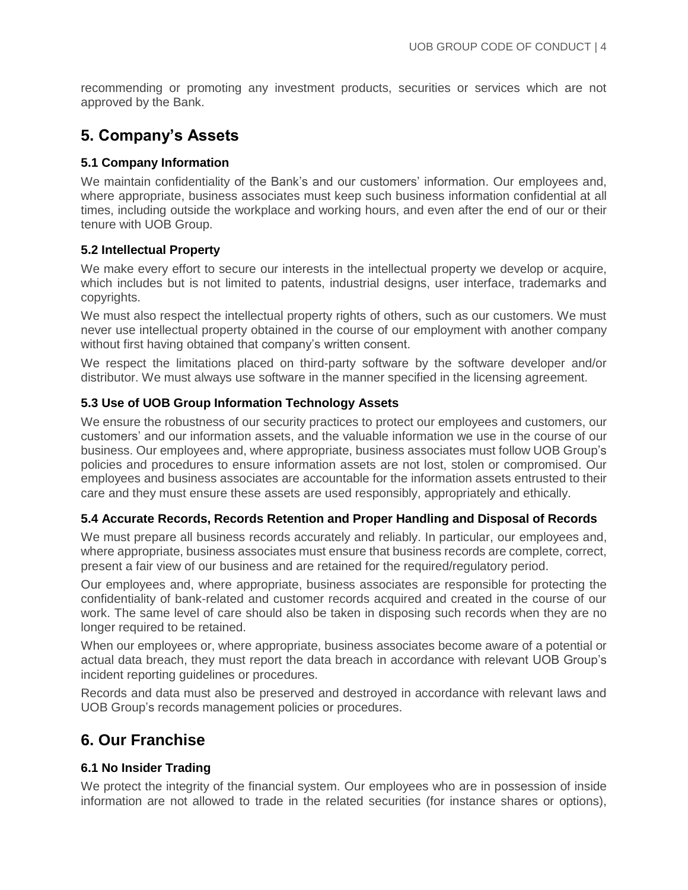recommending or promoting any investment products, securities or services which are not approved by the Bank.

## 5. Company's Assets

### 5.1 Company Information

We maintain confidentiality of the Bank's and our customers' information. Our employees and, where appropriate, business associates must keep such business information confidential at all times, including outside the workplace and working hours, and even after the end of our or their tenure with UOB Group.

### 5.2 Intellectual Property

We make every effort to secure our interests in the intellectual property we develop or acquire, which includes but is not limited to patents, industrial designs, user interface, trademarks and copyrights.

We must also respect the intellectual property rights of others, such as our customers. We must never use intellectual property obtained in the course of our employment with another company without first having obtained that company's written consent.

We respect the limitations placed on third-party software by the software developer and/or distributor. We must always use software in the manner specified in the licensing agreement.

### 5.3 Use of UOB Group Information Technology Assets

We ensure the robustness of our security practices to protect our employees and customers, our customers' and our information assets, and the valuable information we use in the course of our business. Our employees and, where appropriate, business associates must follow UOB Group's policies and procedures to ensure information assets are not lost, stolen or compromised. Our employees and business associates are accountable for the information assets entrusted to their care and they must ensure these assets are used responsibly, appropriately and ethically.

### 5.4 Accurate Records, Records Retention and Proper Handling and Disposal of Records

We must prepare all business records accurately and reliably. In particular, our employees and, where appropriate, business associates must ensure that business records are complete, correct, present a fair view of our business and are retained for the required/regulatory period.

Our employees and, where appropriate, business associates are responsible for protecting the confidentiality of bank-related and customer records acquired and created in the course of our work. The same level of care should also be taken in disposing such records when they are no longer required to be retained.

When our employees or, where appropriate, business associates become aware of a potential or actual data breach, they must report the data breach in accordance with relevant UOB Group's incident reporting guidelines or procedures.

Records and data must also be preserved and destroyed in accordance with relevant laws and UOB Group's records management policies or procedures.

## 6. Our Franchise

### 6.1 No Insider Trading

We protect the integrity of the financial system. Our employees who are in possession of inside information are not allowed to trade in the related securities (for instance shares or options),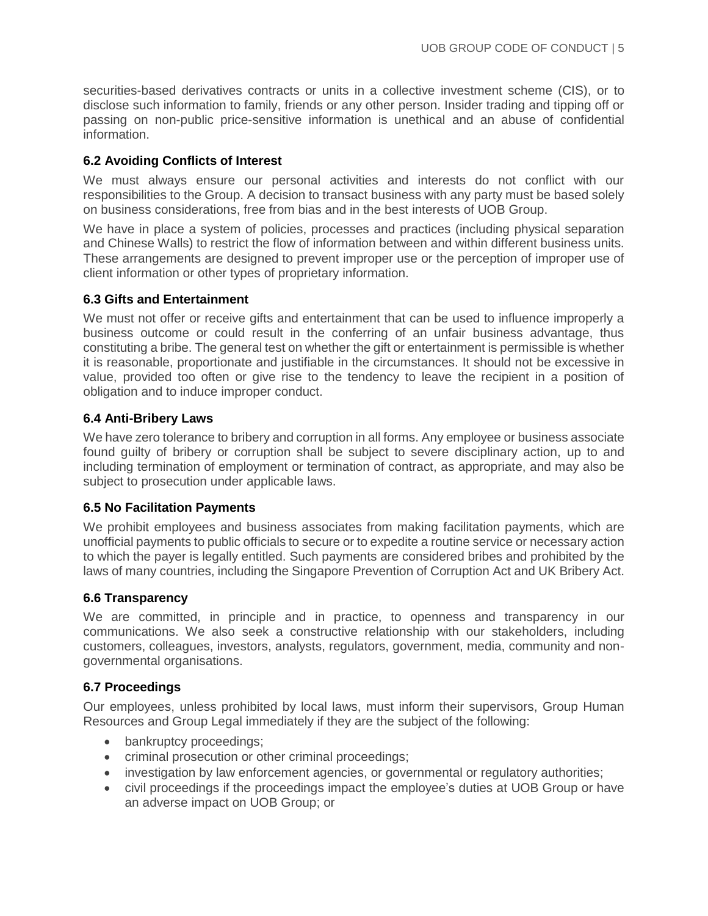securities-based derivatives contracts or units in a collective investment scheme (CIS), or to disclose such information to family, friends or any other person. Insider trading and tipping off or passing on non-public price-sensitive information is unethical and an abuse of confidential information.

### 6.2 Avoiding Conflicts of Interest

We must always ensure our personal activities and interests do not conflict with our responsibilities to the Group. A decision to transact business with any party must be based solely on business considerations, free from bias and in the best interests of UOB Group.

We have in place a system of policies, processes and practices (including physical separation and Chinese Walls) to restrict the flow of information between and within different business units. These arrangements are designed to prevent improper use or the perception of improper use of client information or other types of proprietary information.

### 6.3 Gifts and Entertainment

We must not offer or receive gifts and entertainment that can be used to influence improperly a business outcome or could result in the conferring of an unfair business advantage, thus constituting a bribe. The general test on whether the gift or entertainment is permissible is whether it is reasonable, proportionate and justifiable in the circumstances. It should not be excessive in value, provided too often or give rise to the tendency to leave the recipient in a position of obligation and to induce improper conduct.

### 6.4 Anti-Bribery Laws

We have zero tolerance to bribery and corruption in all forms. Any employee or business associate found guilty of bribery or corruption shall be subject to severe disciplinary action, up to and including termination of employment or termination of contract, as appropriate, and may also be subject to prosecution under applicable laws.

### 6.5 No Facilitation Payments

We prohibit employees and business associates from making facilitation payments, which are unofficial payments to public officials to secure or to expedite a routine service or necessary action to which the payer is legally entitled. Such payments are considered bribes and prohibited by the laws of many countries, including the Singapore Prevention of Corruption Act and UK Bribery Act.

### 6.6 Transparency

We are committed, in principle and in practice, to openness and transparency in our communications. We also seek a constructive relationship with our stakeholders, including customers, colleagues, investors, analysts, regulators, government, media, community and non-governmental organisations.

### 6.7 Proceedings

Our employees, unless prohibited by local laws, must inform their supervisors, Group Human Resources and Group Legal immediately if they are the subject of the following:

- bankruptcy proceedings;
- criminal prosecution or other criminal proceedings;
- investigation by law enforcement agencies, or governmental or regulatory authorities;
- civil proceedings if the proceedings impact the employee's duties at UOB Group or have an adverse impact on UOB Group; or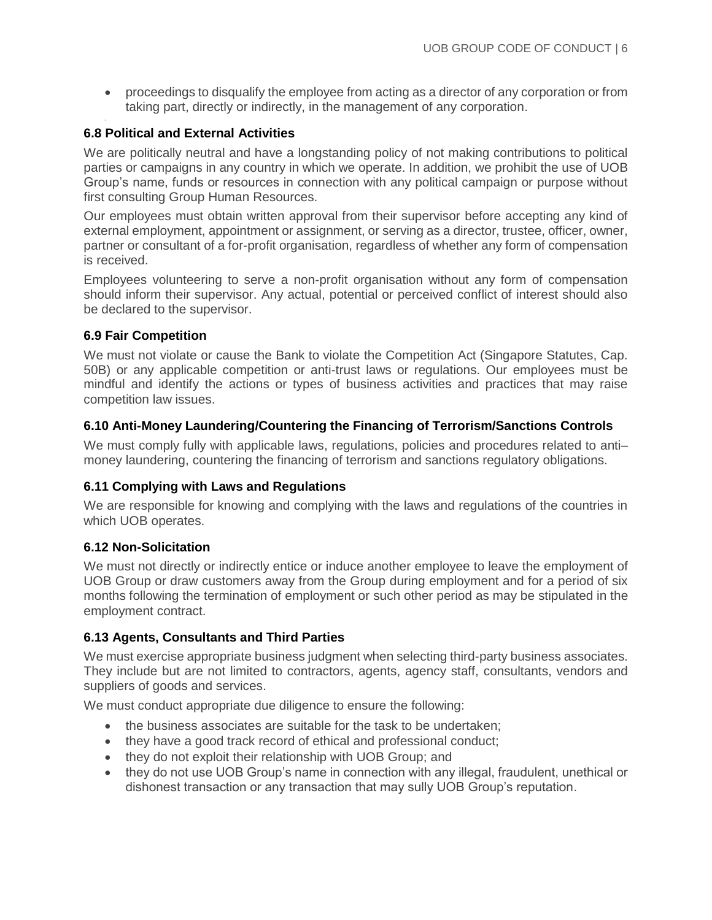- proceedings to disqualify the employee from acting as a director of any corporation or from taking part, directly or indirectly, in the management of any corporation.

### 6.8 Political and External Activities

We are politically neutral and have a longstanding policy of not making contributions to political parties or campaigns in any country in which we operate. In addition, we prohibit the use of UOB Group's name, funds or resources in connection with any political campaign or purpose without first consulting Group Human Resources.

Our employees must obtain written approval from their supervisor before accepting any kind of external employment, appointment or assignment, or serving as a director, trustee, officer, owner, partner or consultant of a for-profit organisation, regardless of whether any form of compensation is received.

Employees volunteering to serve a non-profit organisation without any form of compensation should inform their supervisor. Any actual, potential or perceived conflict of interest should also be declared to the supervisor.

### 6.9 Fair Competition

We must not violate or cause the Bank to violate the Competition Act (Singapore Statutes, Cap. 50B) or any applicable competition or anti-trust laws or regulations. Our employees must be mindful and identify the actions or types of business activities and practices that may raise competition law issues.

### 6.10 Anti-Money Laundering/Countering the Financing of Terrorism/Sanctions Controls

We must comply fully with applicable laws, regulations, policies and procedures related to anti–money laundering, countering the financing of terrorism and sanctions regulatory obligations.

### 6.11 Complying with Laws and Regulations

We are responsible for knowing and complying with the laws and regulations of the countries in which UOB operates.

### 6.12 Non-Solicitation

We must not directly or indirectly entice or induce another employee to leave the employment of UOB Group or draw customers away from the Group during employment and for a period of six months following the termination of employment or such other period as may be stipulated in the employment contract.

### 6.13 Agents, Consultants and Third Parties

We must exercise appropriate business judgment when selecting third-party business associates. They include but are not limited to contractors, agents, agency staff, consultants, vendors and suppliers of goods and services.

We must conduct appropriate due diligence to ensure the following:

- the business associates are suitable for the task to be undertaken;
- they have a good track record of ethical and professional conduct;
- they do not exploit their relationship with UOB Group; and
- they do not use UOB Group's name in connection with any illegal, fraudulent, unethical or dishonest transaction or any transaction that may sully UOB Group's reputation.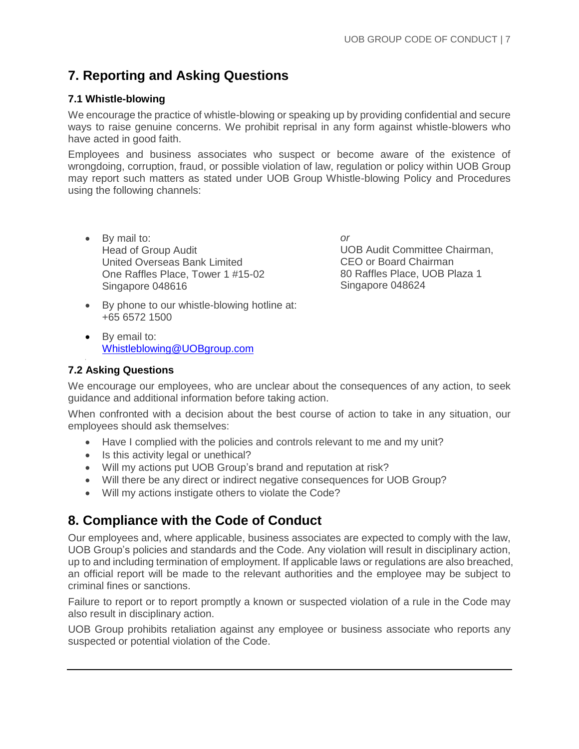## 7. Reporting and Asking Questions

### 7.1 Whistle-blowing

We encourage the practice of whistle-blowing or speaking up by providing confidential and secure ways to raise genuine concerns. We prohibit reprisal in any form against whistle-blowers who have acted in good faith.

Employees and business associates who suspect or become aware of the existence of wrongdoing, corruption, fraud, or possible violation of law, regulation or policy within UOB Group may report such matters as stated under UOB Group Whistle-blowing Policy and Procedures using the following channels:

- By mail to:
  Head of Group Audit
  United Overseas Bank Limited
  One Raffles Place, Tower 1 #15-02
  Singapore 048616

  *or*

  UOB Audit Committee Chairman,
  CEO or Board Chairman
  80 Raffles Place, UOB Plaza 1
  Singapore 048624

- By phone to our whistle-blowing hotline at:
  +65 6572 1500

- By email to:
  [Whistleblowing@UOBgroup.com](mailto:Whistleblowing@UOBgroup.com)

### 7.2 Asking Questions

We encourage our employees, who are unclear about the consequences of any action, to seek guidance and additional information before taking action.

When confronted with a decision about the best course of action to take in any situation, our employees should ask themselves:

- Have I complied with the policies and controls relevant to me and my unit?
- Is this activity legal or unethical?
- Will my actions put UOB Group's brand and reputation at risk?
- Will there be any direct or indirect negative consequences for UOB Group?
- Will my actions instigate others to violate the Code?

## 8. Compliance with the Code of Conduct

Our employees and, where applicable, business associates are expected to comply with the law, UOB Group's policies and standards and the Code. Any violation will result in disciplinary action, up to and including termination of employment. If applicable laws or regulations are also breached, an official report will be made to the relevant authorities and the employee may be subject to criminal fines or sanctions.

Failure to report or to report promptly a known or suspected violation of a rule in the Code may also result in disciplinary action.

UOB Group prohibits retaliation against any employee or business associate who reports any suspected or potential violation of the Code.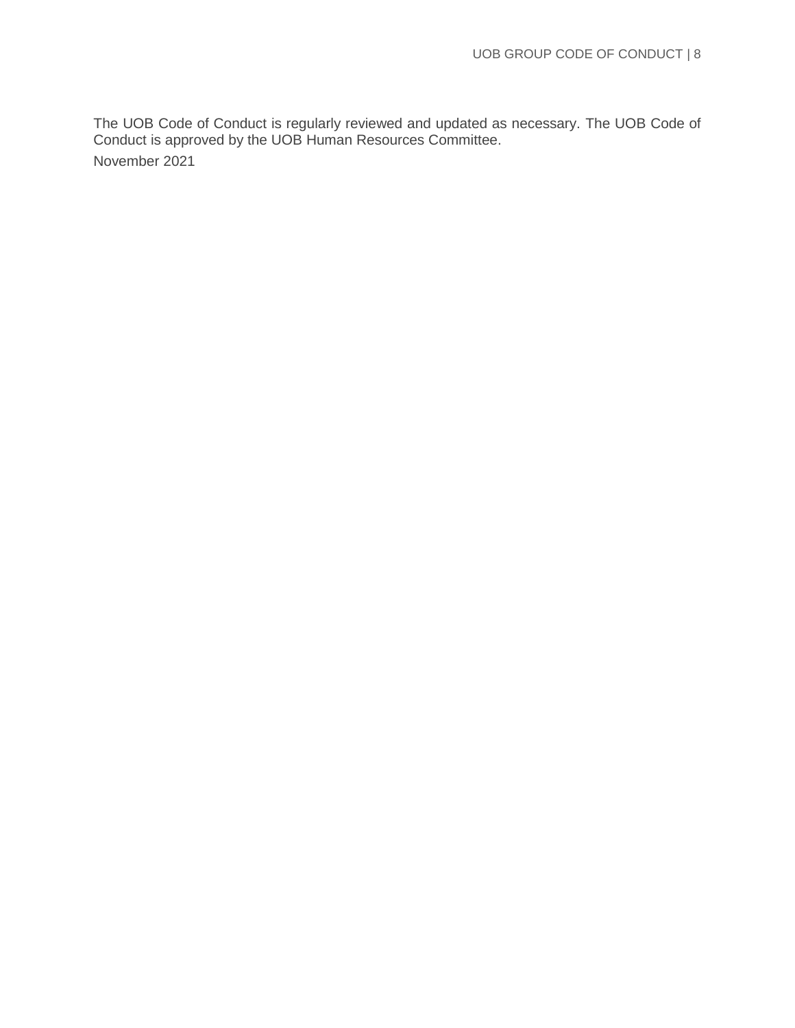The UOB Code of Conduct is regularly reviewed and updated as necessary. The UOB Code of Conduct is approved by the UOB Human Resources Committee.

November 2021